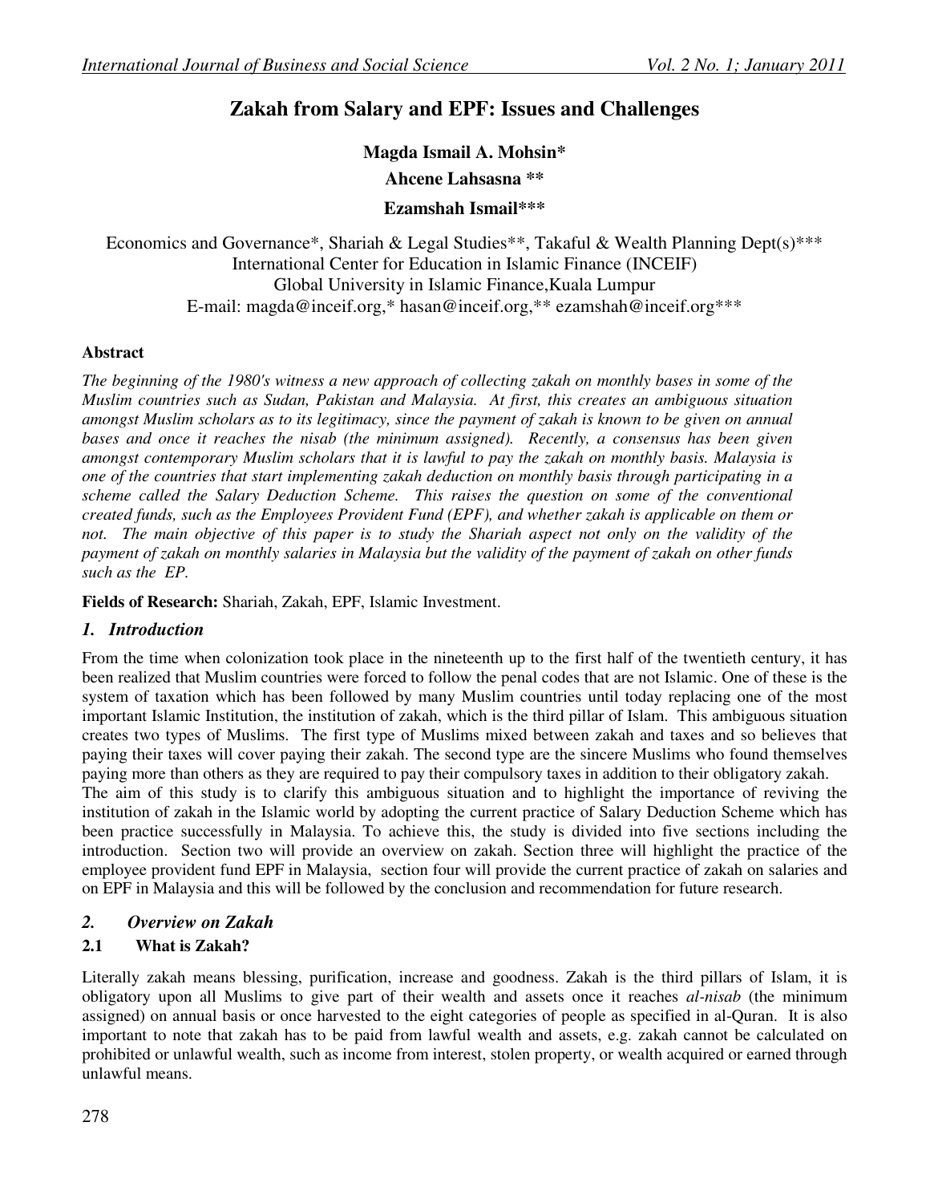# Zakah from Salary and EPF: Issues and Challenges

**Magda Ismail A. Mohsin***

**Ahcene Lahsasna ****

**Ezamshah Ismail*****

Economics and Governance*, Shariah & Legal Studies**, Takaful & Wealth Planning Dept(s)***
International Center for Education in Islamic Finance (INCEIF)
Global University in Islamic Finance,Kuala Lumpur
E-mail: magda@inceif.org,* hasan@inceif.org,** ezamshah@inceif.org***

**Abstract**

*The beginning of the 1980's witness a new approach of collecting zakah on monthly bases in some of the Muslim countries such as Sudan, Pakistan and Malaysia. At first, this creates an ambiguous situation amongst Muslim scholars as to its legitimacy, since the payment of zakah is known to be given on annual bases and once it reaches the nisab (the minimum assigned). Recently, a consensus has been given amongst contemporary Muslim scholars that it is lawful to pay the zakah on monthly basis. Malaysia is one of the countries that start implementing zakah deduction on monthly basis through participating in a scheme called the Salary Deduction Scheme. This raises the question on some of the conventional created funds, such as the Employees Provident Fund (EPF), and whether zakah is applicable on them or not. The main objective of this paper is to study the Shariah aspect not only on the validity of the payment of zakah on monthly salaries in Malaysia but the validity of the payment of zakah on other funds such as the EP.*

**Fields of Research:** Shariah, Zakah, EPF, Islamic Investment.

## *1. Introduction*

From the time when colonization took place in the nineteenth up to the first half of the twentieth century, it has been realized that Muslim countries were forced to follow the penal codes that are not Islamic. One of these is the system of taxation which has been followed by many Muslim countries until today replacing one of the most important Islamic Institution, the institution of zakah, which is the third pillar of Islam. This ambiguous situation creates two types of Muslims. The first type of Muslims mixed between zakah and taxes and so believes that paying their taxes will cover paying their zakah. The second type are the sincere Muslims who found themselves paying more than others as they are required to pay their compulsory taxes in addition to their obligatory zakah.
The aim of this study is to clarify this ambiguous situation and to highlight the importance of reviving the institution of zakah in the Islamic world by adopting the current practice of Salary Deduction Scheme which has been practice successfully in Malaysia. To achieve this, the study is divided into five sections including the introduction. Section two will provide an overview on zakah. Section three will highlight the practice of the employee provident fund EPF in Malaysia, section four will provide the current practice of zakah on salaries and on EPF in Malaysia and this will be followed by the conclusion and recommendation for future research.

## *2. Overview on Zakah*

### 2.1 What is Zakah?

Literally zakah means blessing, purification, increase and goodness. Zakah is the third pillars of Islam, it is obligatory upon all Muslims to give part of their wealth and assets once it reaches *al-nisab* (the minimum assigned) on annual basis or once harvested to the eight categories of people as specified in al-Quran. It is also important to note that zakah has to be paid from lawful wealth and assets, e.g. zakah cannot be calculated on prohibited or unlawful wealth, such as income from interest, stolen property, or wealth acquired or earned through unlawful means.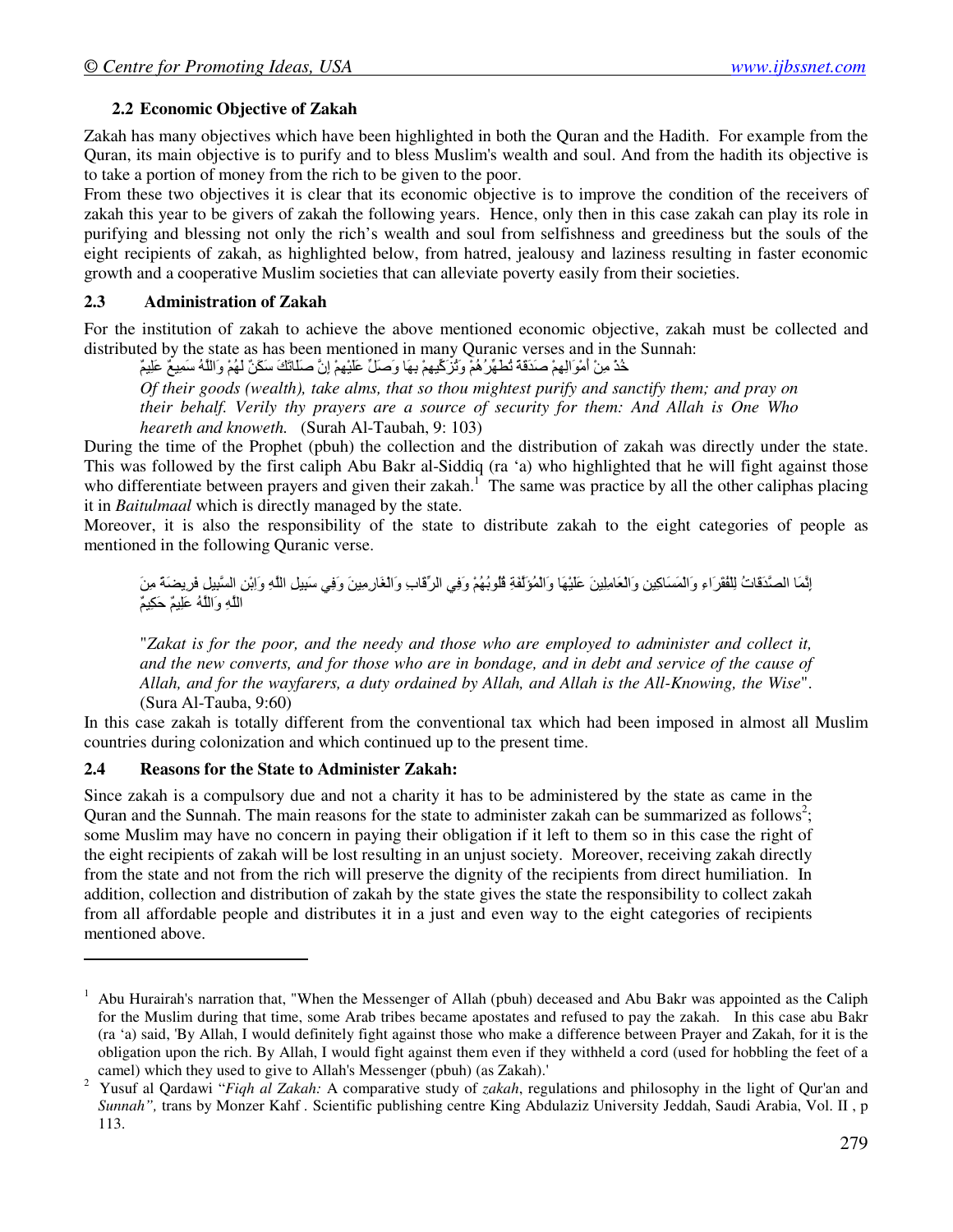### 2.2 Economic Objective of Zakah

Zakah has many objectives which have been highlighted in both the Quran and the Hadith. For example from the Quran, its main objective is to purify and to bless Muslim's wealth and soul. And from the hadith its objective is to take a portion of money from the rich to be given to the poor.

From these two objectives it is clear that its economic objective is to improve the condition of the receivers of zakah this year to be givers of zakah the following years. Hence, only then in this case zakah can play its role in purifying and blessing not only the rich's wealth and soul from selfishness and greediness but the souls of the eight recipients of zakah, as highlighted below, from hatred, jealousy and laziness resulting in faster economic growth and a cooperative Muslim societies that can alleviate poverty easily from their societies.

### 2.3 Administration of Zakah

For the institution of zakah to achieve the above mentioned economic objective, zakah must be collected and distributed by the state as has been mentioned in many Quranic verses and in the Sunnah:

> خُذْ مِنْ أَمْوَالِهِمْ صَدَقَةً تُطَهِّرُهُمْ وَتُزَكِّيهِمْ بِهَا وَصَلِّ عَلَيْهِمْ إِنَّ صَلَاتَكَ سَكَنٌ لَهُمْ وَاللَّهُ سَمِيعٌ عَلِيمٌ
>
> *Of their goods (wealth), take alms, that so thou mightest purify and sanctify them; and pray on their behalf. Verily thy prayers are a source of security for them: And Allah is One Who heareth and knoweth.* (Surah Al-Taubah, 9: 103)

During the time of the Prophet (pbuh) the collection and the distribution of zakah was directly under the state. This was followed by the first caliph Abu Bakr al-Siddiq (ra 'a) who highlighted that he will fight against those who differentiate between prayers and given their zakah.[1] The same was practice by all the other caliphas placing it in *Baitulmaal* which is directly managed by the state.

Moreover, it is also the responsibility of the state to distribute zakah to the eight categories of people as mentioned in the following Quranic verse.

> إِنَّمَا الصَّدَقَاتُ لِلْفُقَرَاءِ وَالْمَسَاكِينِ وَالْعَامِلِينَ عَلَيْهَا وَالْمُؤَلَّفَةِ قُلُوبُهُمْ وَفِي الرِّقَابِ وَالْغَارِمِينَ وَفِي سَبِيلِ اللَّهِ وَابْنِ السَّبِيلِ فَرِيضَةً مِنَ اللَّهِ وَاللَّهُ عَلِيمٌ حَكِيمٌ
>
> "*Zakat is for the poor, and the needy and those who are employed to administer and collect it, and the new converts, and for those who are in bondage, and in debt and service of the cause of Allah, and for the wayfarers, a duty ordained by Allah, and Allah is the All-Knowing, the Wise*". (Sura Al-Tauba, 9:60)

In this case zakah is totally different from the conventional tax which had been imposed in almost all Muslim countries during colonization and which continued up to the present time.

### 2.4 Reasons for the State to Administer Zakah:

Since zakah is a compulsory due and not a charity it has to be administered by the state as came in the Quran and the Sunnah. The main reasons for the state to administer zakah can be summarized as follows[2]; some Muslim may have no concern in paying their obligation if it left to them so in this case the right of the eight recipients of zakah will be lost resulting in an unjust society. Moreover, receiving zakah directly from the state and not from the rich will preserve the dignity of the recipients from direct humiliation. In addition, collection and distribution of zakah by the state gives the state the responsibility to collect zakah from all affordable people and distributes it in a just and even way to the eight categories of recipients mentioned above.

---

[1] Abu Hurairah's narration that, "When the Messenger of Allah (pbuh) deceased and Abu Bakr was appointed as the Caliph for the Muslim during that time, some Arab tribes became apostates and refused to pay the zakah. In this case abu Bakr (ra 'a) said, 'By Allah, I would definitely fight against those who make a difference between Prayer and Zakah, for it is the obligation upon the rich. By Allah, I would fight against them even if they withheld a cord (used for hobbling the feet of a camel) which they used to give to Allah's Messenger (pbuh) (as Zakah).'

[2] Yusuf al Qardawi "*Fiqh al Zakah:* A comparative study of *zakah*, regulations and philosophy in the light of Qur'an and *Sunnah",* trans by Monzer Kahf . Scientific publishing centre King Abdulaziz University Jeddah, Saudi Arabia, Vol. II , p 113.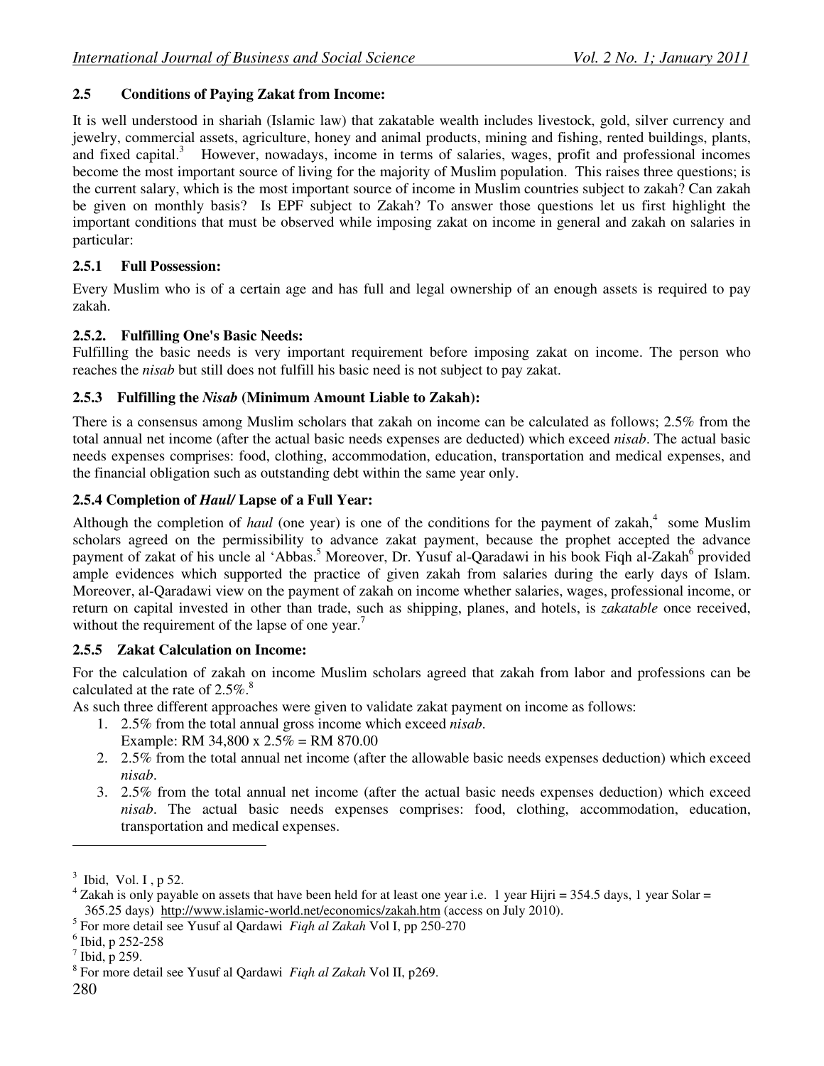### 2.5 Conditions of Paying Zakat from Income:

It is well understood in shariah (Islamic law) that zakatable wealth includes livestock, gold, silver currency and jewelry, commercial assets, agriculture, honey and animal products, mining and fishing, rented buildings, plants, and fixed capital.[3] However, nowadays, income in terms of salaries, wages, profit and professional incomes become the most important source of living for the majority of Muslim population. This raises three questions; is the current salary, which is the most important source of income in Muslim countries subject to zakah? Can zakah be given on monthly basis? Is EPF subject to Zakah? To answer those questions let us first highlight the important conditions that must be observed while imposing zakat on income in general and zakah on salaries in particular:

#### 2.5.1 Full Possession:

Every Muslim who is of a certain age and has full and legal ownership of an enough assets is required to pay zakah.

#### 2.5.2. Fulfilling One's Basic Needs:

Fulfilling the basic needs is very important requirement before imposing zakat on income. The person who reaches the *nisab* but still does not fulfill his basic need is not subject to pay zakat.

#### 2.5.3 Fulfilling the *Nisab* (Minimum Amount Liable to Zakah):

There is a consensus among Muslim scholars that zakah on income can be calculated as follows; 2.5% from the total annual net income (after the actual basic needs expenses are deducted) which exceed *nisab*. The actual basic needs expenses comprises: food, clothing, accommodation, education, transportation and medical expenses, and the financial obligation such as outstanding debt within the same year only.

#### 2.5.4 Completion of *Haul*/ Lapse of a Full Year:

Although the completion of *haul* (one year) is one of the conditions for the payment of zakah,[4] some Muslim scholars agreed on the permissibility to advance zakat payment, because the prophet accepted the advance payment of zakat of his uncle al 'Abbas.[5] Moreover, Dr. Yusuf al-Qaradawi in his book Fiqh al-Zakah[6] provided ample evidences which supported the practice of given zakah from salaries during the early days of Islam. Moreover, al-Qaradawi view on the payment of zakah on income whether salaries, wages, professional income, or return on capital invested in other than trade, such as shipping, planes, and hotels, is *zakatable* once received, without the requirement of the lapse of one year.[7]

#### 2.5.5 Zakat Calculation on Income:

For the calculation of zakah on income Muslim scholars agreed that zakah from labor and professions can be calculated at the rate of 2.5%.[8]

As such three different approaches were given to validate zakat payment on income as follows:

1. 2.5% from the total annual gross income which exceed *nisab*.
   Example: RM 34,800 x 2.5% = RM 870.00
2. 2.5% from the total annual net income (after the allowable basic needs expenses deduction) which exceed *nisab*.
3. 2.5% from the total annual net income (after the actual basic needs expenses deduction) which exceed *nisab*. The actual basic needs expenses comprises: food, clothing, accommodation, education, transportation and medical expenses.

---

[3] Ibid, Vol. I , p 52.

[4] Zakah is only payable on assets that have been held for at least one year i.e. 1 year Hijri = 354.5 days, 1 year Solar = 365.25 days) http://www.islamic-world.net/economics/zakah.htm (access on July 2010).

[5] For more detail see Yusuf al Qardawi *Fiqh al Zakah* Vol I, pp 250-270

[6] Ibid, p 252-258

[7] Ibid, p 259.

[8] For more detail see Yusuf al Qardawi *Fiqh al Zakah* Vol II, p269.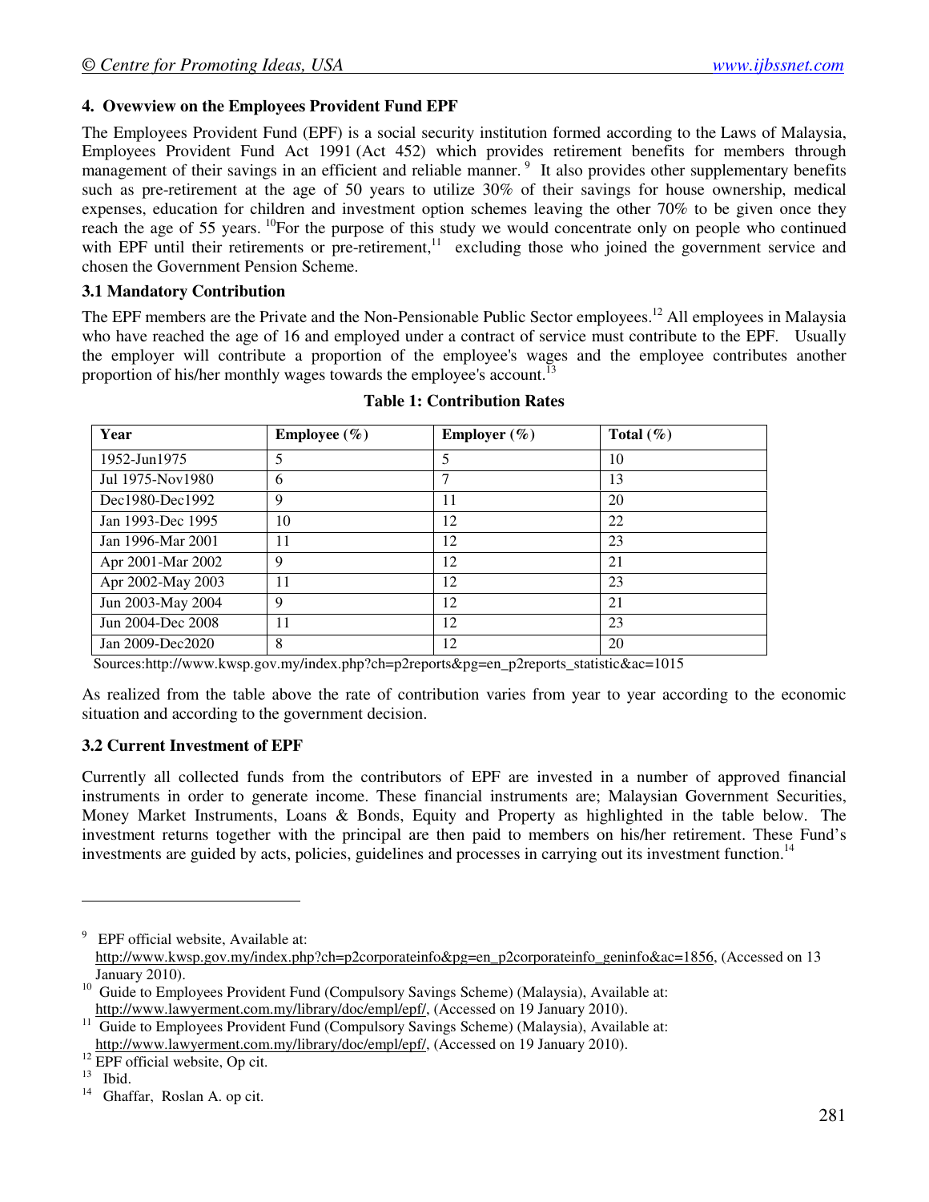## 4. Ovewview on the Employees Provident Fund EPF

The Employees Provident Fund (EPF) is a social security institution formed according to the Laws of Malaysia, Employees Provident Fund Act 1991 (Act 452) which provides retirement benefits for members through management of their savings in an efficient and reliable manner. [9] It also provides other supplementary benefits such as pre-retirement at the age of 50 years to utilize 30% of their savings for house ownership, medical expenses, education for children and investment option schemes leaving the other 70% to be given once they reach the age of 55 years. [10]For the purpose of this study we would concentrate only on people who continued with EPF until their retirements or pre-retirement,[11] excluding those who joined the government service and chosen the Government Pension Scheme.

### 3.1 Mandatory Contribution

The EPF members are the Private and the Non-Pensionable Public Sector employees.[12] All employees in Malaysia who have reached the age of 16 and employed under a contract of service must contribute to the EPF. Usually the employer will contribute a proportion of the employee's wages and the employee contributes another proportion of his/her monthly wages towards the employee's account.[13]

**Table 1: Contribution Rates**

| Year | Employee (%) | Employer (%) | Total (%) |
|---|---|---|---|
| 1952-Jun1975 | 5 | 5 | 10 |
| Jul 1975-Nov1980 | 6 | 7 | 13 |
| Dec1980-Dec1992 | 9 | 11 | 20 |
| Jan 1993-Dec 1995 | 10 | 12 | 22 |
| Jan 1996-Mar 2001 | 11 | 12 | 23 |
| Apr 2001-Mar 2002 | 9 | 12 | 21 |
| Apr 2002-May 2003 | 11 | 12 | 23 |
| Jun 2003-May 2004 | 9 | 12 | 21 |
| Jun 2004-Dec 2008 | 11 | 12 | 23 |
| Jan 2009-Dec2020 | 8 | 12 | 20 |

Sources:http://www.kwsp.gov.my/index.php?ch=p2reports&pg=en_p2reports_statistic&ac=1015

As realized from the table above the rate of contribution varies from year to year according to the economic situation and according to the government decision.

### 3.2 Current Investment of EPF

Currently all collected funds from the contributors of EPF are invested in a number of approved financial instruments in order to generate income. These financial instruments are; Malaysian Government Securities, Money Market Instruments, Loans & Bonds, Equity and Property as highlighted in the table below. The investment returns together with the principal are then paid to members on his/her retirement. These Fund's investments are guided by acts, policies, guidelines and processes in carrying out its investment function.[14]

---

[9] EPF official website, Available at: http://www.kwsp.gov.my/index.php?ch=p2corporateinfo&pg=en_p2corporateinfo_geninfo&ac=1856, (Accessed on 13 January 2010).

[10] Guide to Employees Provident Fund (Compulsory Savings Scheme) (Malaysia), Available at: http://www.lawyerment.com.my/library/doc/empl/epf/, (Accessed on 19 January 2010).

[11] Guide to Employees Provident Fund (Compulsory Savings Scheme) (Malaysia), Available at: http://www.lawyerment.com.my/library/doc/empl/epf/, (Accessed on 19 January 2010).

[12] EPF official website, Op cit.

[13] Ibid.

[14] Ghaffar, Roslan A. op cit.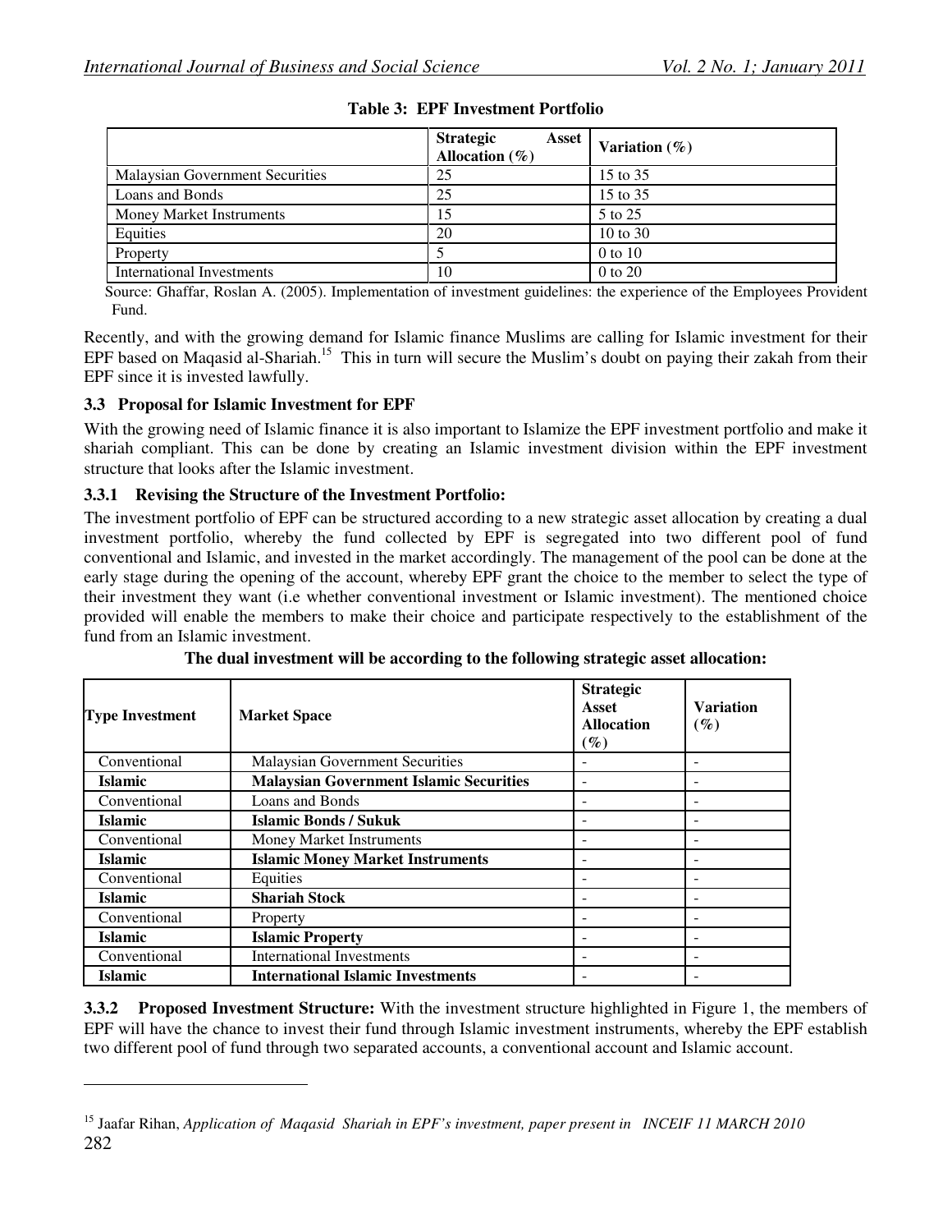**Table 3: EPF Investment Portfolio**

| | Strategic Asset Allocation (%) | Variation (%) |
|---|---|---|
| Malaysian Government Securities | 25 | 15 to 35 |
| Loans and Bonds | 25 | 15 to 35 |
| Money Market Instruments | 15 | 5 to 25 |
| Equities | 20 | 10 to 30 |
| Property | 5 | 0 to 10 |
| International Investments | 10 | 0 to 20 |

Source: Ghaffar, Roslan A. (2005). Implementation of investment guidelines: the experience of the Employees Provident Fund.

Recently, and with the growing demand for Islamic finance Muslims are calling for Islamic investment for their EPF based on Maqasid al-Shariah.[15] This in turn will secure the Muslim's doubt on paying their zakah from their EPF since it is invested lawfully.

### 3.3 Proposal for Islamic Investment for EPF

With the growing need of Islamic finance it is also important to Islamize the EPF investment portfolio and make it shariah compliant. This can be done by creating an Islamic investment division within the EPF investment structure that looks after the Islamic investment.

#### 3.3.1 Revising the Structure of the Investment Portfolio:

The investment portfolio of EPF can be structured according to a new strategic asset allocation by creating a dual investment portfolio, whereby the fund collected by EPF is segregated into two different pool of fund conventional and Islamic, and invested in the market accordingly. The management of the pool can be done at the early stage during the opening of the account, whereby EPF grant the choice to the member to select the type of their investment they want (i.e whether conventional investment or Islamic investment). The mentioned choice provided will enable the members to make their choice and participate respectively to the establishment of the fund from an Islamic investment.

**The dual investment will be according to the following strategic asset allocation:**

| Type Investment | Market Space | Strategic Asset Allocation (%) | Variation (%) |
|---|---|---|---|
| Conventional | Malaysian Government Securities | - | - |
| **Islamic** | **Malaysian Government Islamic Securities** | - | - |
| Conventional | Loans and Bonds | - | - |
| **Islamic** | **Islamic Bonds / Sukuk** | - | - |
| Conventional | Money Market Instruments | - | - |
| **Islamic** | **Islamic Money Market Instruments** | - | - |
| Conventional | Equities | - | - |
| **Islamic** | **Shariah Stock** | - | - |
| Conventional | Property | - | - |
| **Islamic** | **Islamic Property** | - | - |
| Conventional | International Investments | - | - |
| **Islamic** | **International Islamic Investments** | - | - |

**3.3.2 Proposed Investment Structure:** With the investment structure highlighted in Figure 1, the members of EPF will have the chance to invest their fund through Islamic investment instruments, whereby the EPF establish two different pool of fund through two separated accounts, a conventional account and Islamic account.

---

[15] Jaafar Rihan, *Application of Maqasid Shariah in EPF's investment, paper present in INCEIF 11 MARCH 2010*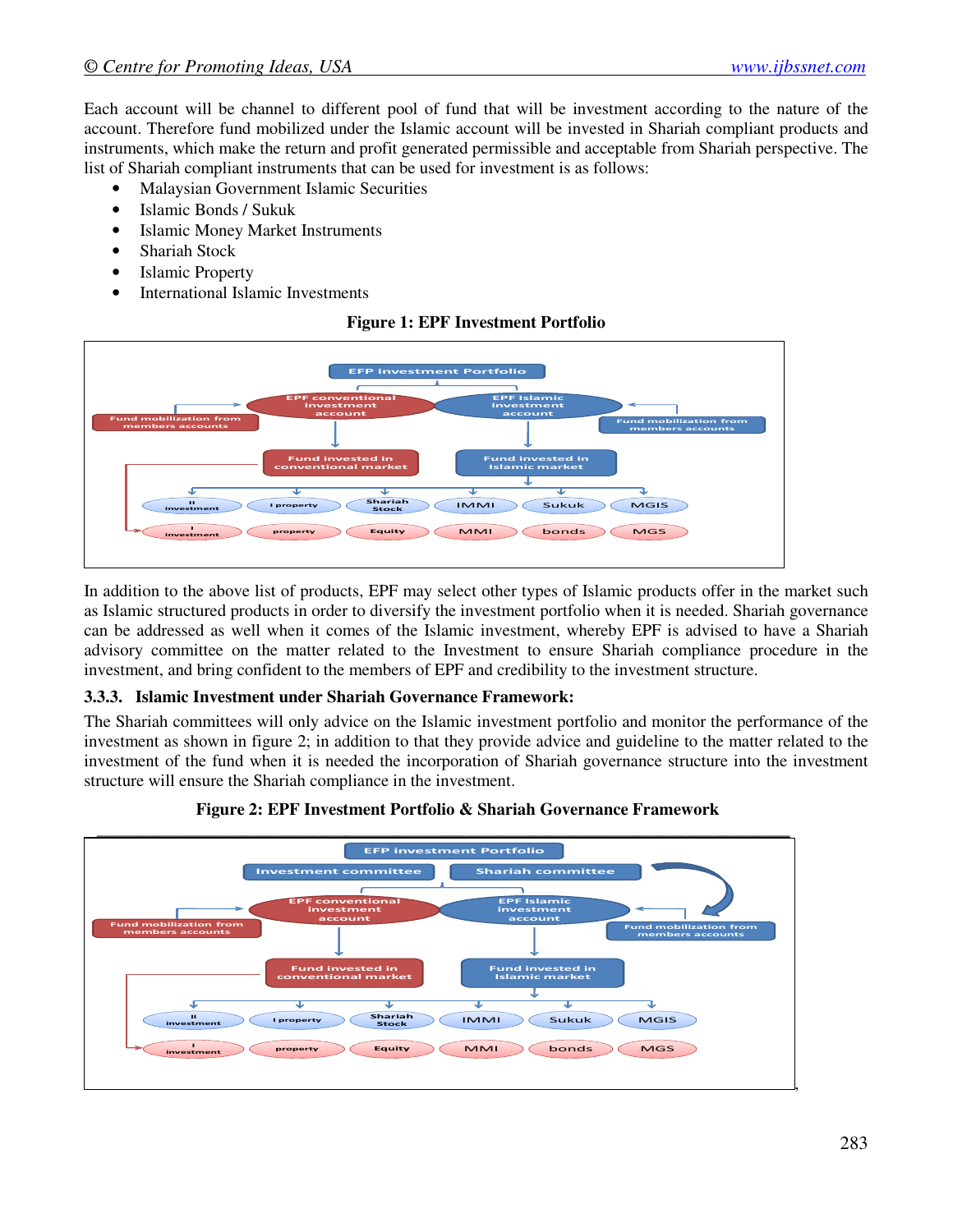Each account will be channel to different pool of fund that will be investment according to the nature of the account. Therefore fund mobilized under the Islamic account will be invested in Shariah compliant products and instruments, which make the return and profit generated permissible and acceptable from Shariah perspective. The list of Shariah compliant instruments that can be used for investment is as follows:

- Malaysian Government Islamic Securities
- Islamic Bonds / Sukuk
- Islamic Money Market Instruments
- Shariah Stock
- Islamic Property
- International Islamic Investments

**Figure 1: EPF Investment Portfolio**

In addition to the above list of products, EPF may select other types of Islamic products offer in the market such as Islamic structured products in order to diversify the investment portfolio when it is needed. Shariah governance can be addressed as well when it comes of the Islamic investment, whereby EPF is advised to have a Shariah advisory committee on the matter related to the Investment to ensure Shariah compliance procedure in the investment, and bring confident to the members of EPF and credibility to the investment structure.

### 3.3.3. Islamic Investment under Shariah Governance Framework:

The Shariah committees will only advice on the Islamic investment portfolio and monitor the performance of the investment as shown in figure 2; in addition to that they provide advice and guideline to the matter related to the investment of the fund when it is needed the incorporation of Shariah governance structure into the investment structure will ensure the Shariah compliance in the investment.

**Figure 2: EPF Investment Portfolio & Shariah Governance Framework**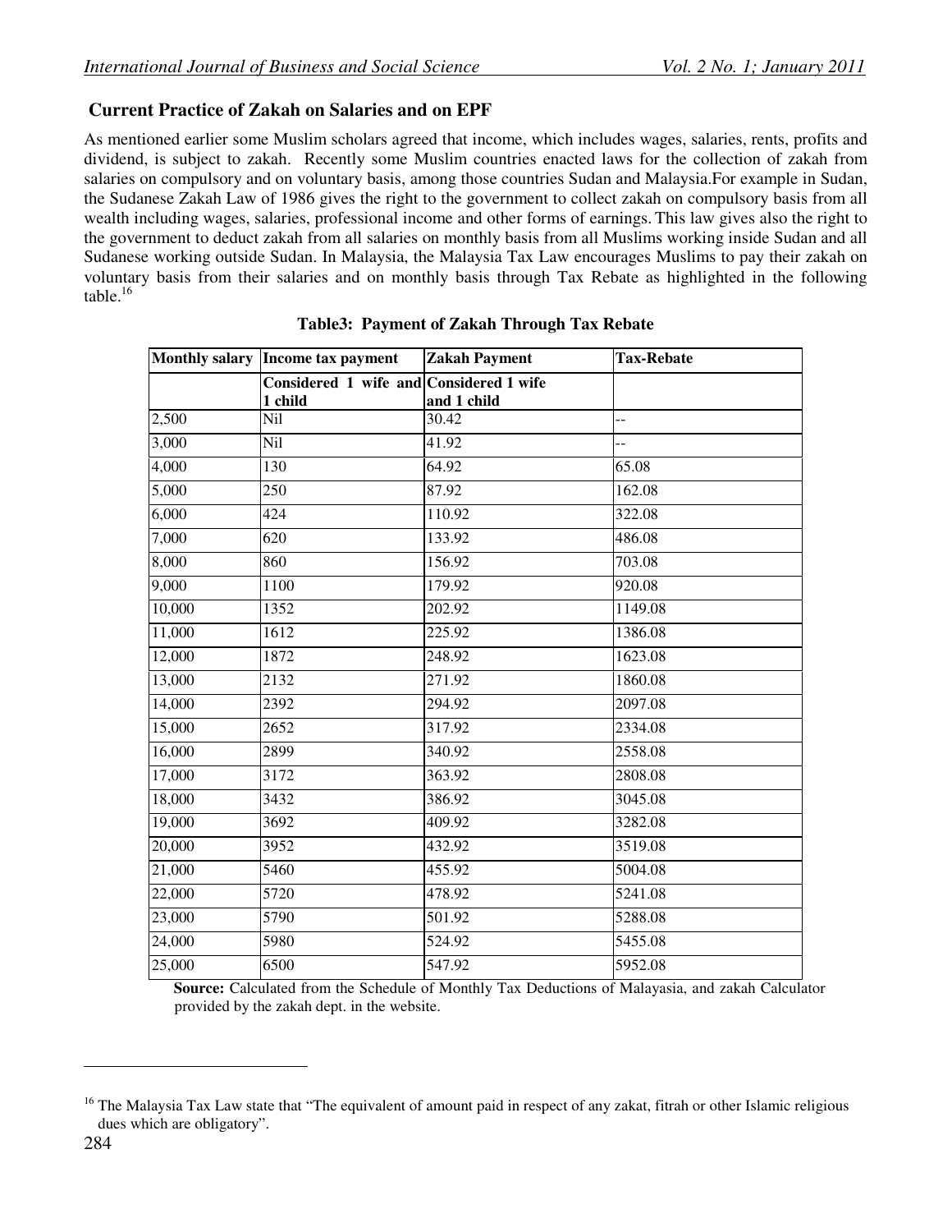## Current Practice of Zakah on Salaries and on EPF

As mentioned earlier some Muslim scholars agreed that income, which includes wages, salaries, rents, profits and dividend, is subject to zakah. Recently some Muslim countries enacted laws for the collection of zakah from salaries on compulsory and on voluntary basis, among those countries Sudan and Malaysia.For example in Sudan, the Sudanese Zakah Law of 1986 gives the right to the government to collect zakah on compulsory basis from all wealth including wages, salaries, professional income and other forms of earnings. This law gives also the right to the government to deduct zakah from all salaries on monthly basis from all Muslims working inside Sudan and all Sudanese working outside Sudan. In Malaysia, the Malaysia Tax Law encourages Muslims to pay their zakah on voluntary basis from their salaries and on monthly basis through Tax Rebate as highlighted in the following table.[16]

**Table3: Payment of Zakah Through Tax Rebate**

| Monthly salary | Income tax payment | Zakah Payment | Tax-Rebate |
|---|---|---|---|
| | **Considered 1 wife and 1 child** | **Considered 1 wife and 1 child** | |
| 2,500 | Nil | 30.42 | -- |
| 3,000 | Nil | 41.92 | -- |
| 4,000 | 130 | 64.92 | 65.08 |
| 5,000 | 250 | 87.92 | 162.08 |
| 6,000 | 424 | 110.92 | 322.08 |
| 7,000 | 620 | 133.92 | 486.08 |
| 8,000 | 860 | 156.92 | 703.08 |
| 9,000 | 1100 | 179.92 | 920.08 |
| 10,000 | 1352 | 202.92 | 1149.08 |
| 11,000 | 1612 | 225.92 | 1386.08 |
| 12,000 | 1872 | 248.92 | 1623.08 |
| 13,000 | 2132 | 271.92 | 1860.08 |
| 14,000 | 2392 | 294.92 | 2097.08 |
| 15,000 | 2652 | 317.92 | 2334.08 |
| 16,000 | 2899 | 340.92 | 2558.08 |
| 17,000 | 3172 | 363.92 | 2808.08 |
| 18,000 | 3432 | 386.92 | 3045.08 |
| 19,000 | 3692 | 409.92 | 3282.08 |
| 20,000 | 3952 | 432.92 | 3519.08 |
| 21,000 | 5460 | 455.92 | 5004.08 |
| 22,000 | 5720 | 478.92 | 5241.08 |
| 23,000 | 5790 | 501.92 | 5288.08 |
| 24,000 | 5980 | 524.92 | 5455.08 |
| 25,000 | 6500 | 547.92 | 5952.08 |

**Source:** Calculated from the Schedule of Monthly Tax Deductions of Malayasia, and zakah Calculator provided by the zakah dept. in the website.

[16] The Malaysia Tax Law state that "The equivalent of amount paid in respect of any zakat, fitrah or other Islamic religious dues which are obligatory".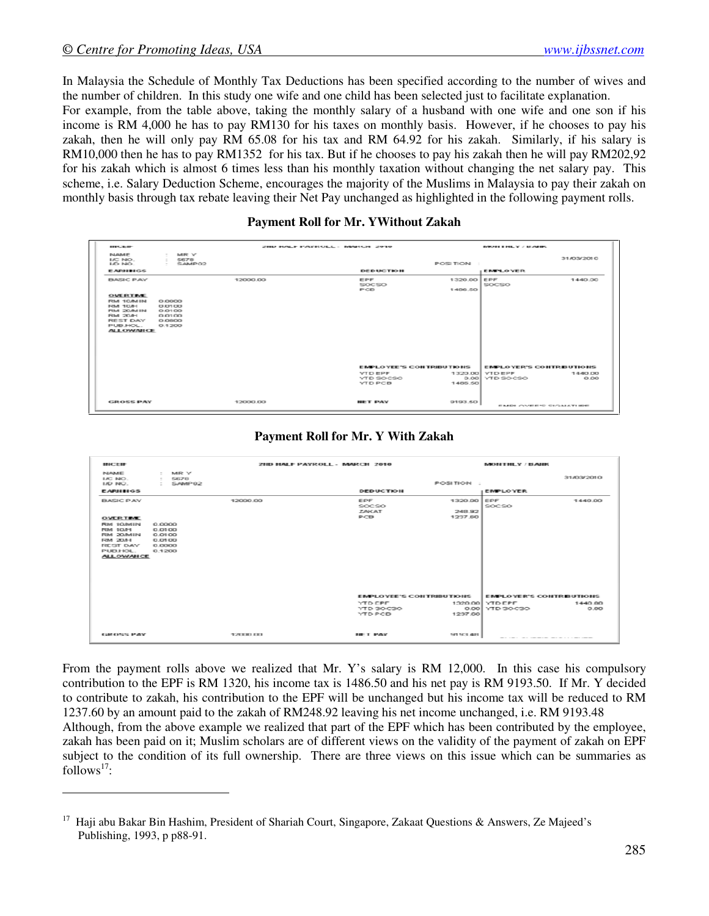In Malaysia the Schedule of Monthly Tax Deductions has been specified according to the number of wives and the number of children. In this study one wife and one child has been selected just to facilitate explanation.

For example, from the table above, taking the monthly salary of a husband with one wife and one son if his income is RM 4,000 he has to pay RM130 for his taxes on monthly basis. However, if he chooses to pay his zakah, then he will only pay RM 65.08 for his tax and RM 64.92 for his zakah. Similarly, if his salary is RM10,000 then he has to pay RM1352 for his tax. But if he chooses to pay his zakah then he will pay RM202,92 for his zakah which is almost 6 times less than his monthly taxation without changing the net salary pay. This scheme, i.e. Salary Deduction Scheme, encourages the majority of the Muslims in Malaysia to pay their zakah on monthly basis through tax rebate leaving their Net Pay unchanged as highlighted in the following payment rolls.

**Payment Roll for Mr. YWithout Zakah**

| MICEIF | | 2ND HALF PAYROLL - MARCH 2010 | | MONTHLY / BANK | |
|---|---|---|---|---|---|
| NAME : MR Y | | | | | 31/03/2010 |
| I/C NO. : 5678 | | | | | |
| I/D NO. : SAMP02 | | POSITION : | | | |
| **EARNINGS** | | **DEDUCTION** | | **EMPLOYER** | |
| BASIC PAY | 12000.00 | EPF | 1320.00 | EPF | 1440.00 |
| | | SOCSO | | SOCSO | |
| | | PCB | 1486.50 | | |
| **OVERTIME** | | | | | |
| RM 10/MIN | 0.0000 | | | | |
| RM 10/H | 0.0100 | | | | |
| RM 20/MIN | 0.0100 | | | | |
| RM 20/H | 0.0100 | | | | |
| REST DAY | 0.0800 | | | | |
| PUB.HOL. | 0.1200 | | | | |
| **ALLOWANCE** | | | | | |
| | | **EMPLOYEE'S CONTRIBUTIONS** | | **EMPLOYER'S CONTRIBUTIONS** | |
| | | YTD EPF | 1320.00 | YTD EPF | 1440.00 |
| | | YTD SOCSO | 0.00 | YTD SOCSO | 0.00 |
| | | YTD PCB | 1486.50 | | |
| GROSS PAY | 12000.00 | NET PAY | 9193.50 | EMPLOYEE'S SIGNATURE | |

**Payment Roll for Mr. Y With Zakah**

| MICEIF | | 2ND HALF PAYROLL - MARCH 2010 | | MONTHLY / BANK | |
|---|---|---|---|---|---|
| NAME : MR Y | | | | | 31/03/2010 |
| I/C NO. : 5678 | | | | | |
| I/D NO. : SAMP02 | | POSITION : | | | |
| **EARNINGS** | | **DEDUCTION** | | **EMPLOYER** | |
| BASIC PAY | 12000.00 | EPF | 1320.00 | EPF | 1440.00 |
| | | SOCSO | | SOCSO | |
| | | ZAKAT | 248.92 | | |
| | | PCB | 1237.60 | | |
| **OVERTIME** | | | | | |
| RM 10/MIN | 0.0000 | | | | |
| RM 10/H | 0.0100 | | | | |
| RM 20/MIN | 0.0100 | | | | |
| RM 20/H | 0.0100 | | | | |
| REST DAY | 0.0000 | | | | |
| PUB.HOL. | 0.1200 | | | | |
| **ALLOWANCE** | | | | | |
| | | **EMPLOYEE'S CONTRIBUTIONS** | | **EMPLOYER'S CONTRIBUTIONS** | |
| | | YTD EPF | 1320.00 | YTD EPF | 1440.00 |
| | | YTD SOCSO | 0.00 | YTD SOCSO | 0.00 |
| | | YTD PCB | 1237.60 | | |
| GROSS PAY | 12000.00 | NET PAY | 9193.48 | EMPLOYEE'S SIGNATURE | |

From the payment rolls above we realized that Mr. Y's salary is RM 12,000. In this case his compulsory contribution to the EPF is RM 1320, his income tax is 1486.50 and his net pay is RM 9193.50. If Mr. Y decided to contribute to zakah, his contribution to the EPF will be unchanged but his income tax will be reduced to RM 1237.60 by an amount paid to the zakah of RM248.92 leaving his net income unchanged, i.e. RM 9193.48

Although, from the above example we realized that part of the EPF which has been contributed by the employee, zakah has been paid on it; Muslim scholars are of different views on the validity of the payment of zakah on EPF subject to the condition of its full ownership. There are three views on this issue which can be summaries as follows[17]:

[17] Haji abu Bakar Bin Hashim, President of Shariah Court, Singapore, Zakaat Questions & Answers, Ze Majeed's Publishing, 1993, p p88-91.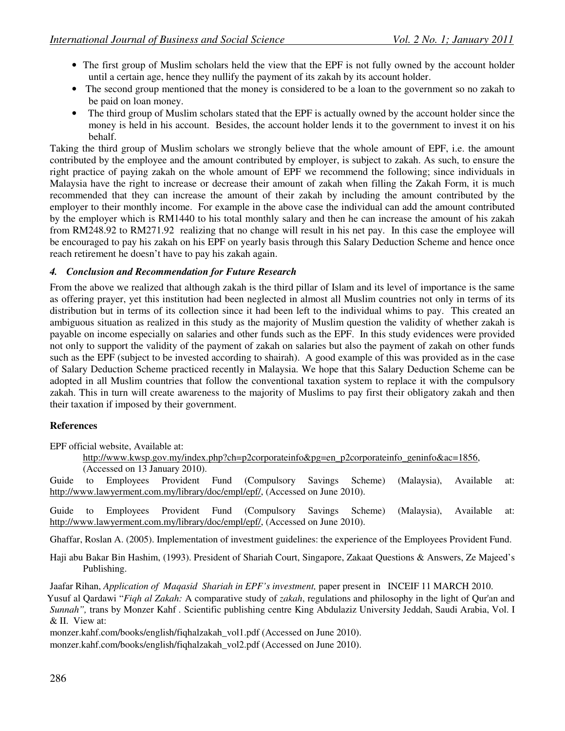- The first group of Muslim scholars held the view that the EPF is not fully owned by the account holder until a certain age, hence they nullify the payment of its zakah by its account holder.
- The second group mentioned that the money is considered to be a loan to the government so no zakah to be paid on loan money.
- The third group of Muslim scholars stated that the EPF is actually owned by the account holder since the money is held in his account. Besides, the account holder lends it to the government to invest it on his behalf.

Taking the third group of Muslim scholars we strongly believe that the whole amount of EPF, i.e. the amount contributed by the employee and the amount contributed by employer, is subject to zakah. As such, to ensure the right practice of paying zakah on the whole amount of EPF we recommend the following; since individuals in Malaysia have the right to increase or decrease their amount of zakah when filling the Zakah Form, it is much recommended that they can increase the amount of their zakah by including the amount contributed by the employer to their monthly income. For example in the above case the individual can add the amount contributed by the employer which is RM1440 to his total monthly salary and then he can increase the amount of his zakah from RM248.92 to RM271.92 realizing that no change will result in his net pay. In this case the employee will be encouraged to pay his zakah on his EPF on yearly basis through this Salary Deduction Scheme and hence once reach retirement he doesn't have to pay his zakah again.

### *4. Conclusion and Recommendation for Future Research*

From the above we realized that although zakah is the third pillar of Islam and its level of importance is the same as offering prayer, yet this institution had been neglected in almost all Muslim countries not only in terms of its distribution but in terms of its collection since it had been left to the individual whims to pay. This created an ambiguous situation as realized in this study as the majority of Muslim question the validity of whether zakah is payable on income especially on salaries and other funds such as the EPF. In this study evidences were provided not only to support the validity of the payment of zakah on salaries but also the payment of zakah on other funds such as the EPF (subject to be invested according to shairah). A good example of this was provided as in the case of Salary Deduction Scheme practiced recently in Malaysia. We hope that this Salary Deduction Scheme can be adopted in all Muslim countries that follow the conventional taxation system to replace it with the compulsory zakah. This in turn will create awareness to the majority of Muslims to pay first their obligatory zakah and then their taxation if imposed by their government.

### References

EPF official website, Available at: http://www.kwsp.gov.my/index.php?ch=p2corporateinfo&pg=en_p2corporateinfo_geninfo&ac=1856, (Accessed on 13 January 2010).

Guide to Employees Provident Fund (Compulsory Savings Scheme) (Malaysia), Available at: http://www.lawyerment.com.my/library/doc/empl/epf/, (Accessed on June 2010).

Guide to Employees Provident Fund (Compulsory Savings Scheme) (Malaysia), Available at: http://www.lawyerment.com.my/library/doc/empl/epf/, (Accessed on June 2010).

Ghaffar, Roslan A. (2005). Implementation of investment guidelines: the experience of the Employees Provident Fund.

Haji abu Bakar Bin Hashim, (1993). President of Shariah Court, Singapore, Zakaat Questions & Answers, Ze Majeed's Publishing.

Jaafar Rihan, *Application of Maqasid Shariah in EPF's investment,* paper present in INCEIF 11 MARCH 2010.

Yusuf al Qardawi "*Fiqh al Zakah:* A comparative study of *zakah*, regulations and philosophy in the light of Qur'an and *Sunnah",* trans by Monzer Kahf . Scientific publishing centre King Abdulaziz University Jeddah, Saudi Arabia, Vol. I & II. View at:

monzer.kahf.com/books/english/fiqhalzakah_vol1.pdf (Accessed on June 2010).

monzer.kahf.com/books/english/fiqhalzakah_vol2.pdf (Accessed on June 2010).